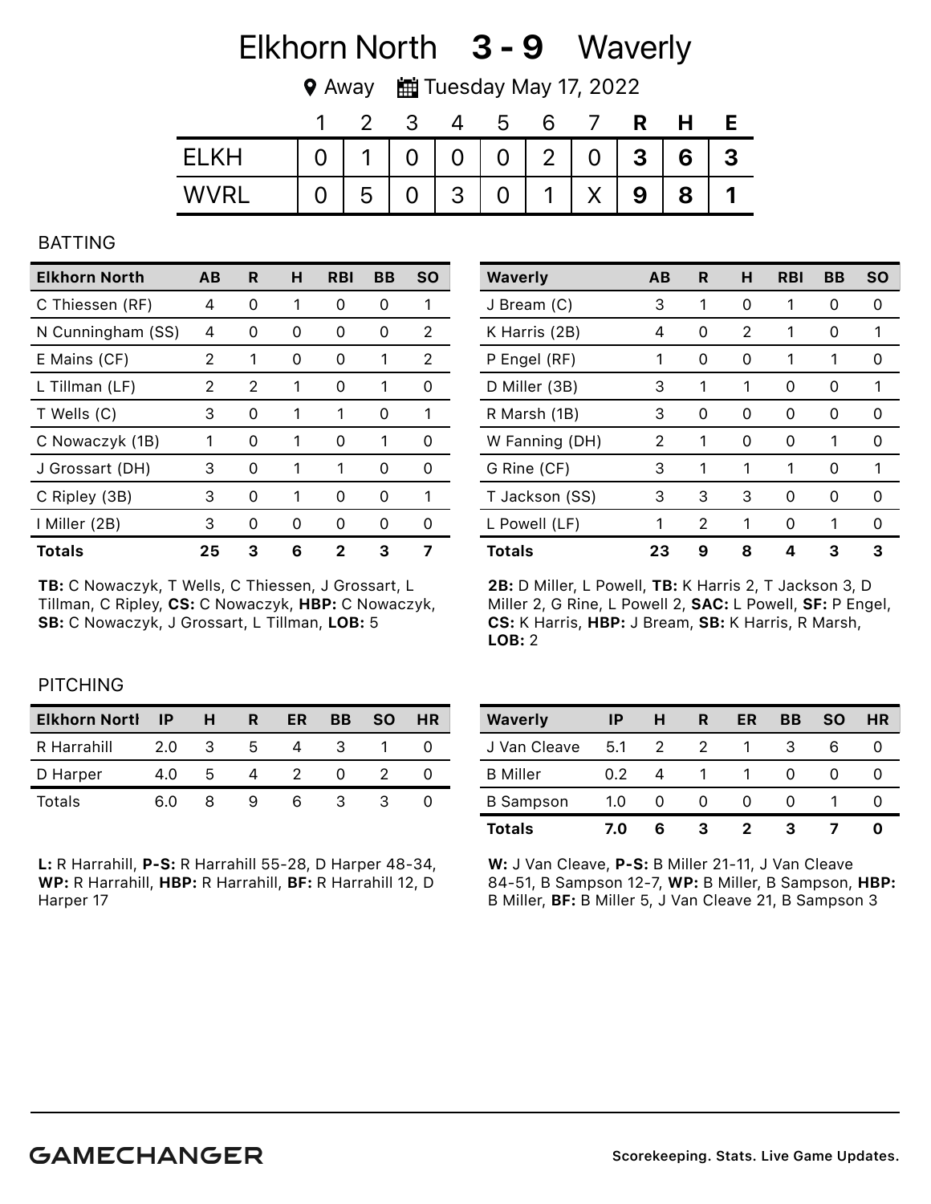# Elkhorn North 3 - 9 Waverly

Away · Tuesday May 17, 2022

| | 1 | 2 | 3 | 4 | 5 | 6 | 7 | R | H | E |
|---|---|---|---|---|---|---|---|---|---|---|
| ELKH | 0 | 1 | 0 | 0 | 0 | 2 | 0 | 3 | 6 | 3 |
| WVRL | 0 | 5 | 0 | 3 | 0 | 1 | X | 9 | 8 | 1 |

## BATTING

| Elkhorn North | AB | R | H | RBI | BB | SO |
|---|---|---|---|---|---|---|
| C Thiessen (RF) | 4 | 0 | 1 | 0 | 0 | 1 |
| N Cunningham (SS) | 4 | 0 | 0 | 0 | 0 | 2 |
| E Mains (CF) | 2 | 1 | 0 | 0 | 1 | 2 |
| L Tillman (LF) | 2 | 2 | 1 | 0 | 1 | 0 |
| T Wells (C) | 3 | 0 | 1 | 1 | 0 | 1 |
| C Nowaczyk (1B) | 1 | 0 | 1 | 0 | 1 | 0 |
| J Grossart (DH) | 3 | 0 | 1 | 1 | 0 | 0 |
| C Ripley (3B) | 3 | 0 | 1 | 0 | 0 | 1 |
| I Miller (2B) | 3 | 0 | 0 | 0 | 0 | 0 |
| **Totals** | **25** | **3** | **6** | **2** | **3** | **7** |

**TB:** C Nowaczyk, T Wells, C Thiessen, J Grossart, L Tillman, C Ripley, **CS:** C Nowaczyk, **HBP:** C Nowaczyk, **SB:** C Nowaczyk, J Grossart, L Tillman, **LOB:** 5

| Waverly | AB | R | H | RBI | BB | SO |
|---|---|---|---|---|---|---|
| J Bream (C) | 3 | 1 | 0 | 1 | 0 | 0 |
| K Harris (2B) | 4 | 0 | 2 | 1 | 0 | 1 |
| P Engel (RF) | 1 | 0 | 0 | 1 | 1 | 0 |
| D Miller (3B) | 3 | 1 | 1 | 0 | 0 | 1 |
| R Marsh (1B) | 3 | 0 | 0 | 0 | 0 | 0 |
| W Fanning (DH) | 2 | 1 | 0 | 0 | 1 | 0 |
| G Rine (CF) | 3 | 1 | 1 | 1 | 0 | 1 |
| T Jackson (SS) | 3 | 3 | 3 | 0 | 0 | 0 |
| L Powell (LF) | 1 | 2 | 1 | 0 | 1 | 0 |
| **Totals** | **23** | **9** | **8** | **4** | **3** | **3** |

**2B:** D Miller, L Powell, **TB:** K Harris 2, T Jackson 3, D Miller 2, G Rine, L Powell 2, **SAC:** L Powell, **SF:** P Engel, **CS:** K Harris, **HBP:** J Bream, **SB:** K Harris, R Marsh, **LOB:** 2

## PITCHING

| Elkhorn North | IP | H | R | ER | BB | SO | HR |
|---|---|---|---|---|---|---|---|
| R Harrahill | 2.0 | 3 | 5 | 4 | 3 | 1 | 0 |
| D Harper | 4.0 | 5 | 4 | 2 | 0 | 2 | 0 |
| Totals | 6.0 | 8 | 9 | 6 | 3 | 3 | 0 |

**L:** R Harrahill, **P-S:** R Harrahill 55-28, D Harper 48-34, **WP:** R Harrahill, **HBP:** R Harrahill, **BF:** R Harrahill 12, D Harper 17

| Waverly | IP | H | R | ER | BB | SO | HR |
|---|---|---|---|---|---|---|---|
| J Van Cleave | 5.1 | 2 | 2 | 1 | 3 | 6 | 0 |
| B Miller | 0.2 | 4 | 1 | 1 | 0 | 0 | 0 |
| B Sampson | 1.0 | 0 | 0 | 0 | 0 | 1 | 0 |
| **Totals** | **7.0** | **6** | **3** | **2** | **3** | **7** | **0** |

**W:** J Van Cleave, **P-S:** B Miller 21-11, J Van Cleave 84-51, B Sampson 12-7, **WP:** B Miller, B Sampson, **HBP:** B Miller, **BF:** B Miller 5, J Van Cleave 21, B Sampson 3

GAMECHANGER

Scorekeeping. Stats. Live Game Updates.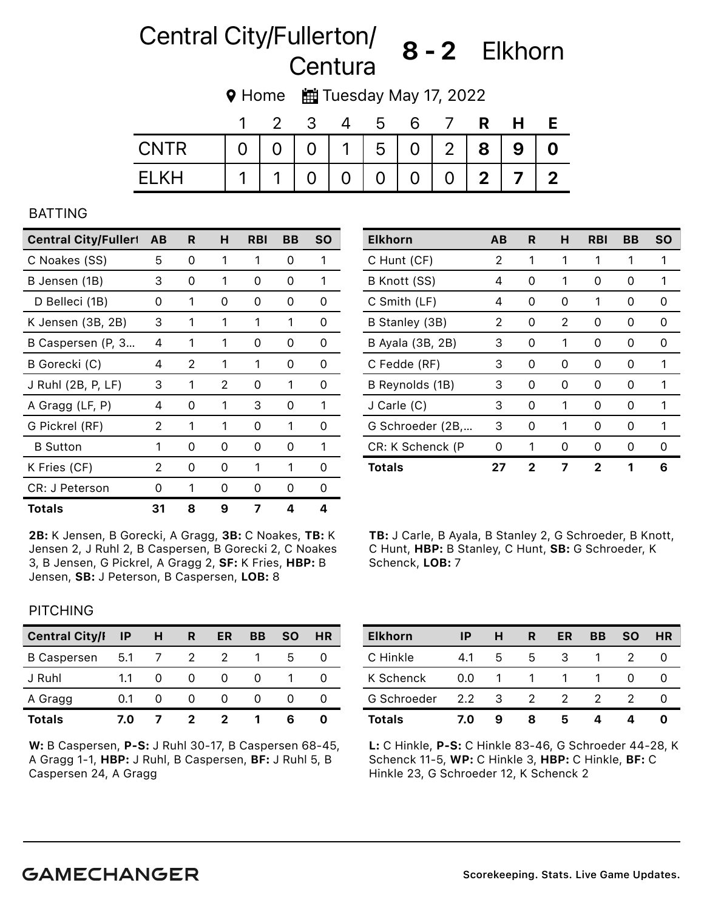# Central City/Fullerton/Centura 8 - 2 Elkhorn

Home | Tuesday May 17, 2022

| | 1 | 2 | 3 | 4 | 5 | 6 | 7 | R | H | E |
|---|---|---|---|---|---|---|---|---|---|---|
| CNTR | 0 | 0 | 0 | 1 | 5 | 0 | 2 | 8 | 9 | 0 |
| ELKH | 1 | 1 | 0 | 0 | 0 | 0 | 0 | 2 | 7 | 2 |

## BATTING

| Central City/Fullert | AB | R | H | RBI | BB | SO |
|---|---|---|---|---|---|---|
| C Noakes (SS) | 5 | 0 | 1 | 1 | 0 | 1 |
| B Jensen (1B) | 3 | 0 | 1 | 0 | 0 | 1 |
| D Belleci (1B) | 0 | 1 | 0 | 0 | 0 | 0 |
| K Jensen (3B, 2B) | 3 | 1 | 1 | 1 | 1 | 0 |
| B Caspersen (P, 3... | 4 | 1 | 1 | 0 | 0 | 0 |
| B Gorecki (C) | 4 | 2 | 1 | 1 | 0 | 0 |
| J Ruhl (2B, P, LF) | 3 | 1 | 2 | 0 | 1 | 0 |
| A Gragg (LF, P) | 4 | 0 | 1 | 3 | 0 | 1 |
| G Pickrel (RF) | 2 | 1 | 1 | 0 | 1 | 0 |
| B Sutton | 1 | 0 | 0 | 0 | 0 | 1 |
| K Fries (CF) | 2 | 0 | 0 | 1 | 1 | 0 |
| CR: J Peterson | 0 | 1 | 0 | 0 | 0 | 0 |
| **Totals** | **31** | **8** | **9** | **7** | **4** | **4** |

**2B:** K Jensen, B Gorecki, A Gragg, **3B:** C Noakes, **TB:** K Jensen 2, J Ruhl 2, B Caspersen, B Gorecki 2, C Noakes 3, B Jensen, G Pickrel, A Gragg 2, **SF:** K Fries, **HBP:** B Jensen, **SB:** J Peterson, B Caspersen, **LOB:** 8

| Elkhorn | AB | R | H | RBI | BB | SO |
|---|---|---|---|---|---|---|
| C Hunt (CF) | 2 | 1 | 1 | 1 | 1 | 1 |
| B Knott (SS) | 4 | 0 | 1 | 0 | 0 | 1 |
| C Smith (LF) | 4 | 0 | 0 | 1 | 0 | 0 |
| B Stanley (3B) | 2 | 0 | 2 | 0 | 0 | 0 |
| B Ayala (3B, 2B) | 3 | 0 | 1 | 0 | 0 | 0 |
| C Fedde (RF) | 3 | 0 | 0 | 0 | 0 | 1 |
| B Reynolds (1B) | 3 | 0 | 0 | 0 | 0 | 1 |
| J Carle (C) | 3 | 0 | 1 | 0 | 0 | 1 |
| G Schroeder (2B,... | 3 | 0 | 1 | 0 | 0 | 1 |
| CR: K Schenck (P | 0 | 1 | 0 | 0 | 0 | 0 |
| **Totals** | **27** | **2** | **7** | **2** | **1** | **6** |

**TB:** J Carle, B Ayala, B Stanley 2, G Schroeder, B Knott, C Hunt, **HBP:** B Stanley, C Hunt, **SB:** G Schroeder, K Schenck, **LOB:** 7

## PITCHING

| Central City/F | IP | H | R | ER | BB | SO | HR |
|---|---|---|---|---|---|---|---|
| B Caspersen | 5.1 | 7 | 2 | 2 | 1 | 5 | 0 |
| J Ruhl | 1.1 | 0 | 0 | 0 | 0 | 1 | 0 |
| A Gragg | 0.1 | 0 | 0 | 0 | 0 | 0 | 0 |
| **Totals** | **7.0** | **7** | **2** | **2** | **1** | **6** | **0** |

**W:** B Caspersen, **P-S:** J Ruhl 30-17, B Caspersen 68-45, A Gragg 1-1, **HBP:** J Ruhl, B Caspersen, **BF:** J Ruhl 5, B Caspersen 24, A Gragg

| Elkhorn | IP | H | R | ER | BB | SO | HR |
|---|---|---|---|---|---|---|---|
| C Hinkle | 4.1 | 5 | 5 | 3 | 1 | 2 | 0 |
| K Schenck | 0.0 | 1 | 1 | 1 | 1 | 0 | 0 |
| G Schroeder | 2.2 | 3 | 2 | 2 | 2 | 2 | 0 |
| **Totals** | **7.0** | **9** | **8** | **5** | **4** | **4** | **0** |

**L:** C Hinkle, **P-S:** C Hinkle 83-46, G Schroeder 44-28, K Schenck 11-5, **WP:** C Hinkle 3, **HBP:** C Hinkle, **BF:** C Hinkle 23, G Schroeder 12, K Schenck 2

GAMECHANGER

Scorekeeping. Stats. Live Game Updates.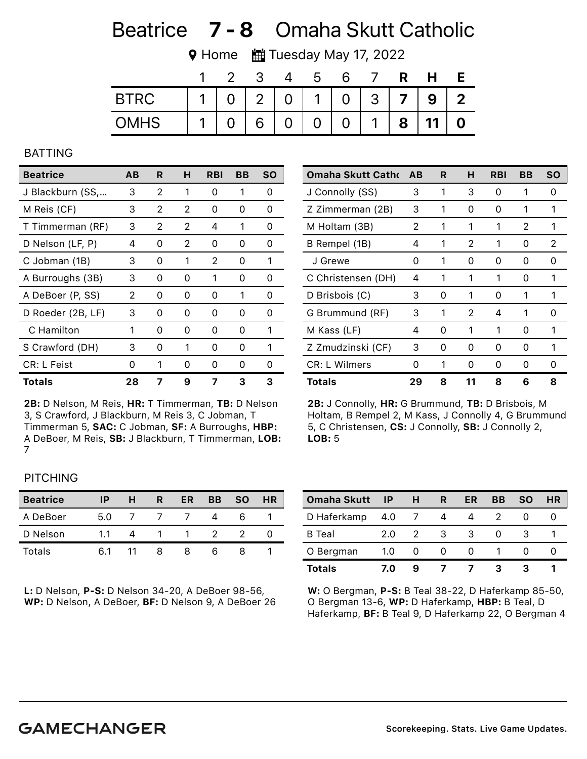# Beatrice 7 - 8 Omaha Skutt Catholic

Home | Tuesday May 17, 2022

| | 1 | 2 | 3 | 4 | 5 | 6 | 7 | R | H | E |
|---|---|---|---|---|---|---|---|---|---|---|
| BTRC | 1 | 0 | 2 | 0 | 1 | 0 | 3 | 7 | 9 | 2 |
| OMHS | 1 | 0 | 6 | 0 | 0 | 0 | 1 | 8 | 11 | 0 |

## BATTING

| Beatrice | AB | R | H | RBI | BB | SO |
|---|---|---|---|---|---|---|
| J Blackburn (SS,... | 3 | 2 | 1 | 0 | 1 | 0 |
| M Reis (CF) | 3 | 2 | 2 | 0 | 0 | 0 |
| T Timmerman (RF) | 3 | 2 | 2 | 4 | 1 | 0 |
| D Nelson (LF, P) | 4 | 0 | 2 | 0 | 0 | 0 |
| C Jobman (1B) | 3 | 0 | 1 | 2 | 0 | 1 |
| A Burroughs (3B) | 3 | 0 | 0 | 1 | 0 | 0 |
| A DeBoer (P, SS) | 2 | 0 | 0 | 0 | 1 | 0 |
| D Roeder (2B, LF) | 3 | 0 | 0 | 0 | 0 | 0 |
| C Hamilton | 1 | 0 | 0 | 0 | 0 | 1 |
| S Crawford (DH) | 3 | 0 | 1 | 0 | 0 | 1 |
| CR: L Feist | 0 | 1 | 0 | 0 | 0 | 0 |
| **Totals** | **28** | **7** | **9** | **7** | **3** | **3** |

**2B:** D Nelson, M Reis, **HR:** T Timmerman, **TB:** D Nelson 3, S Crawford, J Blackburn, M Reis 3, C Jobman, T Timmerman 5, **SAC:** C Jobman, **SF:** A Burroughs, **HBP:** A DeBoer, M Reis, **SB:** J Blackburn, T Timmerman, **LOB:** 7

| Omaha Skutt Catho | AB | R | H | RBI | BB | SO |
|---|---|---|---|---|---|---|
| J Connolly (SS) | 3 | 1 | 3 | 0 | 1 | 0 |
| Z Zimmerman (2B) | 3 | 1 | 0 | 0 | 1 | 1 |
| M Holtam (3B) | 2 | 1 | 1 | 1 | 2 | 1 |
| B Rempel (1B) | 4 | 1 | 2 | 1 | 0 | 2 |
| J Grewe | 0 | 1 | 0 | 0 | 0 | 0 |
| C Christensen (DH) | 4 | 1 | 1 | 1 | 0 | 1 |
| D Brisbois (C) | 3 | 0 | 1 | 0 | 1 | 1 |
| G Brummund (RF) | 3 | 1 | 2 | 4 | 1 | 0 |
| M Kass (LF) | 4 | 0 | 1 | 1 | 0 | 1 |
| Z Zmudzinski (CF) | 3 | 0 | 0 | 0 | 0 | 1 |
| CR: L Wilmers | 0 | 1 | 0 | 0 | 0 | 0 |
| **Totals** | **29** | **8** | **11** | **8** | **6** | **8** |

**2B:** J Connolly, **HR:** G Brummund, **TB:** D Brisbois, M Holtam, B Rempel 2, M Kass, J Connolly 4, G Brummund 5, C Christensen, **CS:** J Connolly, **SB:** J Connolly 2, **LOB:** 5

## PITCHING

| Beatrice | IP | H | R | ER | BB | SO | HR |
|---|---|---|---|---|---|---|---|
| A DeBoer | 5.0 | 7 | 7 | 7 | 4 | 6 | 1 |
| D Nelson | 1.1 | 4 | 1 | 1 | 2 | 2 | 0 |
| Totals | 6.1 | 11 | 8 | 8 | 6 | 8 | 1 |

**L:** D Nelson, **P-S:** D Nelson 34-20, A DeBoer 98-56, **WP:** D Nelson, A DeBoer, **BF:** D Nelson 9, A DeBoer 26

| Omaha Skutt | IP | H | R | ER | BB | SO | HR |
|---|---|---|---|---|---|---|---|
| D Haferkamp | 4.0 | 7 | 4 | 4 | 2 | 0 | 0 |
| B Teal | 2.0 | 2 | 3 | 3 | 0 | 3 | 1 |
| O Bergman | 1.0 | 0 | 0 | 0 | 1 | 0 | 0 |
| **Totals** | **7.0** | **9** | **7** | **7** | **3** | **3** | **1** |

**W:** O Bergman, **P-S:** B Teal 38-22, D Haferkamp 85-50, O Bergman 13-6, **WP:** D Haferkamp, **HBP:** B Teal, D Haferkamp, **BF:** B Teal 9, D Haferkamp 22, O Bergman 4

GAMECHANGER

Scorekeeping. Stats. Live Game Updates.